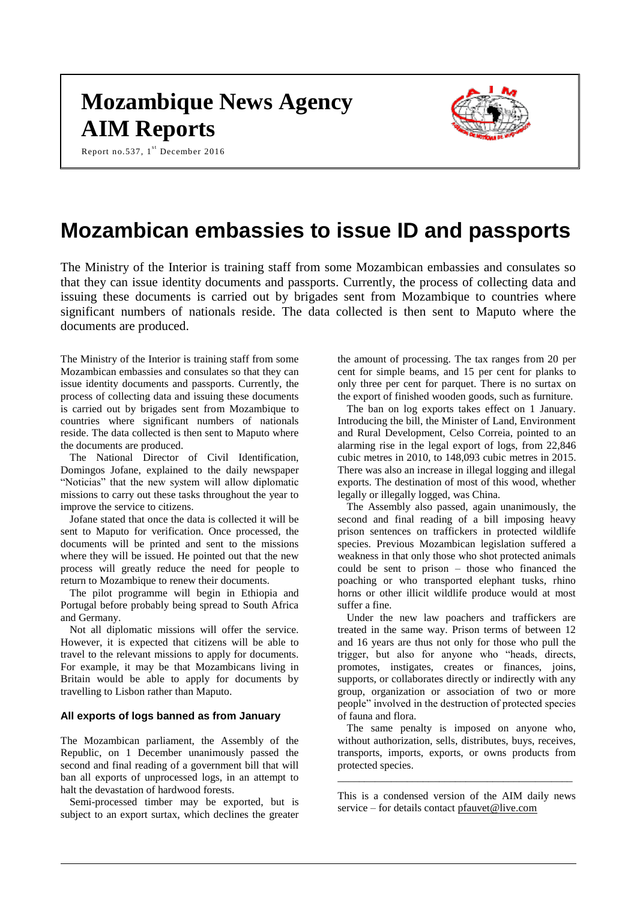# Mozambique News Agency AIM Reports

Report no.537, 1st December 2016

# Mozambican embassies to issue ID and passports

The Ministry of the Interior is training staff from some Mozambican embassies and consulates so that they can issue identity documents and passports. Currently, the process of collecting data and issuing these documents is carried out by brigades sent from Mozambique to countries where significant numbers of nationals reside. The data collected is then sent to Maputo where the documents are produced.

The Ministry of the Interior is training staff from some Mozambican embassies and consulates so that they can issue identity documents and passports. Currently, the process of collecting data and issuing these documents is carried out by brigades sent from Mozambique to countries where significant numbers of nationals reside. The data collected is then sent to Maputo where the documents are produced.

The National Director of Civil Identification, Domingos Jofane, explained to the daily newspaper "Noticias" that the new system will allow diplomatic missions to carry out these tasks throughout the year to improve the service to citizens.

Jofane stated that once the data is collected it will be sent to Maputo for verification. Once processed, the documents will be printed and sent to the missions where they will be issued. He pointed out that the new process will greatly reduce the need for people to return to Mozambique to renew their documents.

The pilot programme will begin in Ethiopia and Portugal before probably being spread to South Africa and Germany.

Not all diplomatic missions will offer the service. However, it is expected that citizens will be able to travel to the relevant missions to apply for documents. For example, it may be that Mozambicans living in Britain would be able to apply for documents by travelling to Lisbon rather than Maputo.

#### All exports of logs banned as from January

The Mozambican parliament, the Assembly of the Republic, on 1 December unanimously passed the second and final reading of a government bill that will ban all exports of unprocessed logs, in an attempt to halt the devastation of hardwood forests.

Semi-processed timber may be exported, but is subject to an export surtax, which declines the greater the amount of processing. The tax ranges from 20 per cent for simple beams, and 15 per cent for planks to only three per cent for parquet. There is no surtax on the export of finished wooden goods, such as furniture.

The ban on log exports takes effect on 1 January. Introducing the bill, the Minister of Land, Environment and Rural Development, Celso Correia, pointed to an alarming rise in the legal export of logs, from 22,846 cubic metres in 2010, to 148,093 cubic metres in 2015. There was also an increase in illegal logging and illegal exports. The destination of most of this wood, whether legally or illegally logged, was China.

The Assembly also passed, again unanimously, the second and final reading of a bill imposing heavy prison sentences on traffickers in protected wildlife species. Previous Mozambican legislation suffered a weakness in that only those who shot protected animals could be sent to prison – those who financed the poaching or who transported elephant tusks, rhino horns or other illicit wildlife produce would at most suffer a fine.

Under the new law poachers and traffickers are treated in the same way. Prison terms of between 12 and 16 years are thus not only for those who pull the trigger, but also for anyone who "heads, directs, promotes, instigates, creates or finances, joins, supports, or collaborates directly or indirectly with any group, organization or association of two or more people" involved in the destruction of protected species of fauna and flora.

The same penalty is imposed on anyone who, without authorization, sells, distributes, buys, receives, transports, imports, exports, or owns products from protected species.

---

This is a condensed version of the AIM daily news service – for details contact pfauvet@live.com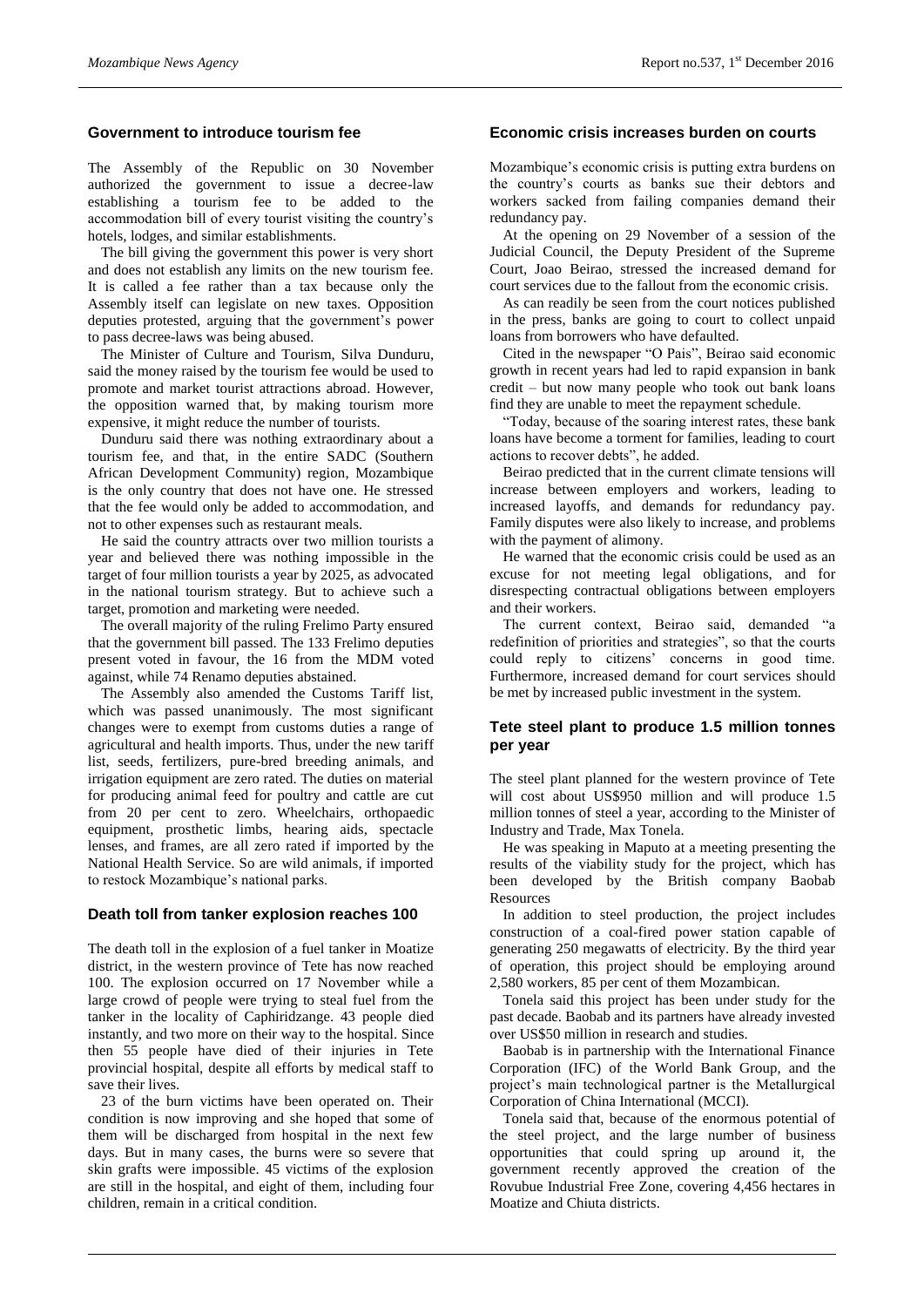## Government to introduce tourism fee

The Assembly of the Republic on 30 November authorized the government to issue a decree-law establishing a tourism fee to be added to the accommodation bill of every tourist visiting the country's hotels, lodges, and similar establishments.

The bill giving the government this power is very short and does not establish any limits on the new tourism fee. It is called a fee rather than a tax because only the Assembly itself can legislate on new taxes. Opposition deputies protested, arguing that the government's power to pass decree-laws was being abused.

The Minister of Culture and Tourism, Silva Dunduru, said the money raised by the tourism fee would be used to promote and market tourist attractions abroad. However, the opposition warned that, by making tourism more expensive, it might reduce the number of tourists.

Dunduru said there was nothing extraordinary about a tourism fee, and that, in the entire SADC (Southern African Development Community) region, Mozambique is the only country that does not have one. He stressed that the fee would only be added to accommodation, and not to other expenses such as restaurant meals.

He said the country attracts over two million tourists a year and believed there was nothing impossible in the target of four million tourists a year by 2025, as advocated in the national tourism strategy. But to achieve such a target, promotion and marketing were needed.

The overall majority of the ruling Frelimo Party ensured that the government bill passed. The 133 Frelimo deputies present voted in favour, the 16 from the MDM voted against, while 74 Renamo deputies abstained.

The Assembly also amended the Customs Tariff list, which was passed unanimously. The most significant changes were to exempt from customs duties a range of agricultural and health imports. Thus, under the new tariff list, seeds, fertilizers, pure-bred breeding animals, and irrigation equipment are zero rated. The duties on material for producing animal feed for poultry and cattle are cut from 20 per cent to zero. Wheelchairs, orthopaedic equipment, prosthetic limbs, hearing aids, spectacle lenses, and frames, are all zero rated if imported by the National Health Service. So are wild animals, if imported to restock Mozambique's national parks.

## Death toll from tanker explosion reaches 100

The death toll in the explosion of a fuel tanker in Moatize district, in the western province of Tete has now reached 100. The explosion occurred on 17 November while a large crowd of people were trying to steal fuel from the tanker in the locality of Caphiridzange. 43 people died instantly, and two more on their way to the hospital. Since then 55 people have died of their injuries in Tete provincial hospital, despite all efforts by medical staff to save their lives.

23 of the burn victims have been operated on. Their condition is now improving and she hoped that some of them will be discharged from hospital in the next few days. But in many cases, the burns were so severe that skin grafts were impossible. 45 victims of the explosion are still in the hospital, and eight of them, including four children, remain in a critical condition.

## Economic crisis increases burden on courts

Mozambique's economic crisis is putting extra burdens on the country's courts as banks sue their debtors and workers sacked from failing companies demand their redundancy pay.

At the opening on 29 November of a session of the Judicial Council, the Deputy President of the Supreme Court, Joao Beirao, stressed the increased demand for court services due to the fallout from the economic crisis.

As can readily be seen from the court notices published in the press, banks are going to court to collect unpaid loans from borrowers who have defaulted.

Cited in the newspaper "O Pais", Beirao said economic growth in recent years had led to rapid expansion in bank credit – but now many people who took out bank loans find they are unable to meet the repayment schedule.

"Today, because of the soaring interest rates, these bank loans have become a torment for families, leading to court actions to recover debts", he added.

Beirao predicted that in the current climate tensions will increase between employers and workers, leading to increased layoffs, and demands for redundancy pay. Family disputes were also likely to increase, and problems with the payment of alimony.

He warned that the economic crisis could be used as an excuse for not meeting legal obligations, and for disrespecting contractual obligations between employers and their workers.

The current context, Beirao said, demanded "a redefinition of priorities and strategies", so that the courts could reply to citizens' concerns in good time. Furthermore, increased demand for court services should be met by increased public investment in the system.

## Tete steel plant to produce 1.5 million tonnes per year

The steel plant planned for the western province of Tete will cost about US$950 million and will produce 1.5 million tonnes of steel a year, according to the Minister of Industry and Trade, Max Tonela.

He was speaking in Maputo at a meeting presenting the results of the viability study for the project, which has been developed by the British company Baobab Resources

In addition to steel production, the project includes construction of a coal-fired power station capable of generating 250 megawatts of electricity. By the third year of operation, this project should be employing around 2,580 workers, 85 per cent of them Mozambican.

Tonela said this project has been under study for the past decade. Baobab and its partners have already invested over US$50 million in research and studies.

Baobab is in partnership with the International Finance Corporation (IFC) of the World Bank Group, and the project's main technological partner is the Metallurgical Corporation of China International (MCCI).

Tonela said that, because of the enormous potential of the steel project, and the large number of business opportunities that could spring up around it, the government recently approved the creation of the Rovubue Industrial Free Zone, covering 4,456 hectares in Moatize and Chiuta districts.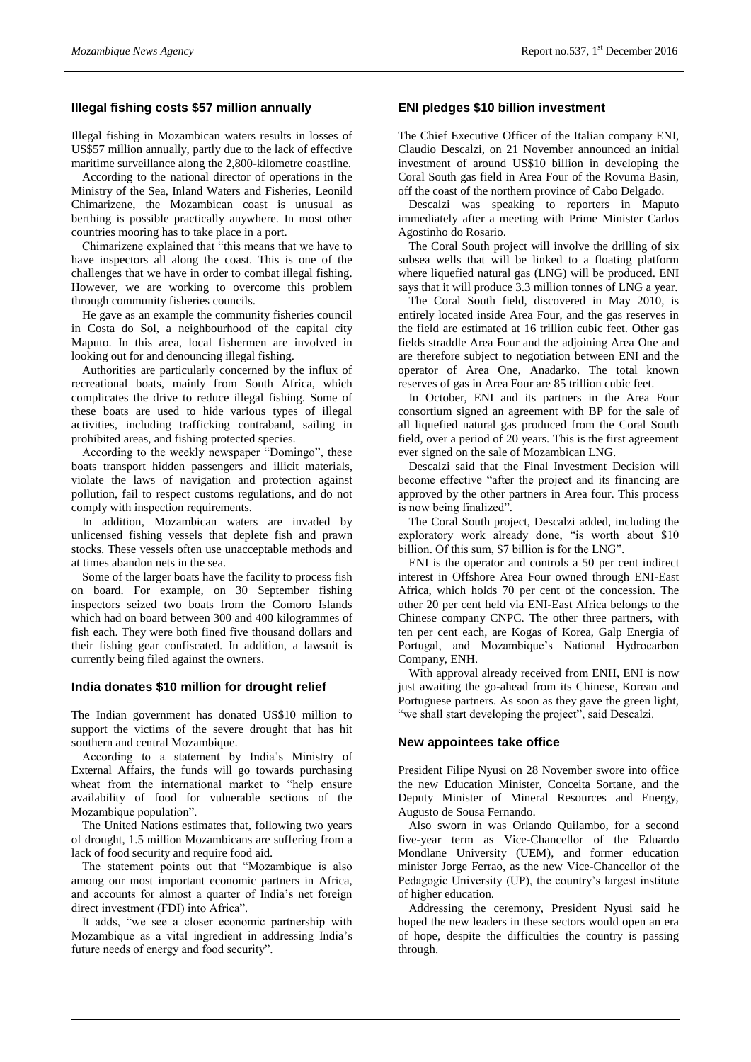## Illegal fishing costs $57 million annually

Illegal fishing in Mozambican waters results in losses of US$57 million annually, partly due to the lack of effective maritime surveillance along the 2,800-kilometre coastline.

According to the national director of operations in the Ministry of the Sea, Inland Waters and Fisheries, Leonild Chimarizene, the Mozambican coast is unusual as berthing is possible practically anywhere. In most other countries mooring has to take place in a port.

Chimarizene explained that "this means that we have to have inspectors all along the coast. This is one of the challenges that we have in order to combat illegal fishing. However, we are working to overcome this problem through community fisheries councils.

He gave as an example the community fisheries council in Costa do Sol, a neighbourhood of the capital city Maputo. In this area, local fishermen are involved in looking out for and denouncing illegal fishing.

Authorities are particularly concerned by the influx of recreational boats, mainly from South Africa, which complicates the drive to reduce illegal fishing. Some of these boats are used to hide various types of illegal activities, including trafficking contraband, sailing in prohibited areas, and fishing protected species.

According to the weekly newspaper "Domingo", these boats transport hidden passengers and illicit materials, violate the laws of navigation and protection against pollution, fail to respect customs regulations, and do not comply with inspection requirements.

In addition, Mozambican waters are invaded by unlicensed fishing vessels that deplete fish and prawn stocks. These vessels often use unacceptable methods and at times abandon nets in the sea.

Some of the larger boats have the facility to process fish on board. For example, on 30 September fishing inspectors seized two boats from the Comoro Islands which had on board between 300 and 400 kilogrammes of fish each. They were both fined five thousand dollars and their fishing gear confiscated. In addition, a lawsuit is currently being filed against the owners.

## India donates $10 million for drought relief

The Indian government has donated US$10 million to support the victims of the severe drought that has hit southern and central Mozambique.

According to a statement by India's Ministry of External Affairs, the funds will go towards purchasing wheat from the international market to "help ensure availability of food for vulnerable sections of the Mozambique population".

The United Nations estimates that, following two years of drought, 1.5 million Mozambicans are suffering from a lack of food security and require food aid.

The statement points out that "Mozambique is also among our most important economic partners in Africa, and accounts for almost a quarter of India's net foreign direct investment (FDI) into Africa".

It adds, "we see a closer economic partnership with Mozambique as a vital ingredient in addressing India's future needs of energy and food security".

## ENI pledges $10 billion investment

The Chief Executive Officer of the Italian company ENI, Claudio Descalzi, on 21 November announced an initial investment of around US$10 billion in developing the Coral South gas field in Area Four of the Rovuma Basin, off the coast of the northern province of Cabo Delgado.

Descalzi was speaking to reporters in Maputo immediately after a meeting with Prime Minister Carlos Agostinho do Rosario.

The Coral South project will involve the drilling of six subsea wells that will be linked to a floating platform where liquefied natural gas (LNG) will be produced. ENI says that it will produce 3.3 million tonnes of LNG a year.

The Coral South field, discovered in May 2010, is entirely located inside Area Four, and the gas reserves in the field are estimated at 16 trillion cubic feet. Other gas fields straddle Area Four and the adjoining Area One and are therefore subject to negotiation between ENI and the operator of Area One, Anadarko. The total known reserves of gas in Area Four are 85 trillion cubic feet.

In October, ENI and its partners in the Area Four consortium signed an agreement with BP for the sale of all liquefied natural gas produced from the Coral South field, over a period of 20 years. This is the first agreement ever signed on the sale of Mozambican LNG.

Descalzi said that the Final Investment Decision will become effective "after the project and its financing are approved by the other partners in Area four. This process is now being finalized".

The Coral South project, Descalzi added, including the exploratory work already done, "is worth about $10 billion. Of this sum, $7 billion is for the LNG".

ENI is the operator and controls a 50 per cent indirect interest in Offshore Area Four owned through ENI-East Africa, which holds 70 per cent of the concession. The other 20 per cent held via ENI-East Africa belongs to the Chinese company CNPC. The other three partners, with ten per cent each, are Kogas of Korea, Galp Energia of Portugal, and Mozambique's National Hydrocarbon Company, ENH.

With approval already received from ENH, ENI is now just awaiting the go-ahead from its Chinese, Korean and Portuguese partners. As soon as they gave the green light, "we shall start developing the project", said Descalzi.

## New appointees take office

President Filipe Nyusi on 28 November swore into office the new Education Minister, Conceita Sortane, and the Deputy Minister of Mineral Resources and Energy, Augusto de Sousa Fernando.

Also sworn in was Orlando Quilambo, for a second five-year term as Vice-Chancellor of the Eduardo Mondlane University (UEM), and former education minister Jorge Ferrao, as the new Vice-Chancellor of the Pedagogic University (UP), the country's largest institute of higher education.

Addressing the ceremony, President Nyusi said he hoped the new leaders in these sectors would open an era of hope, despite the difficulties the country is passing through.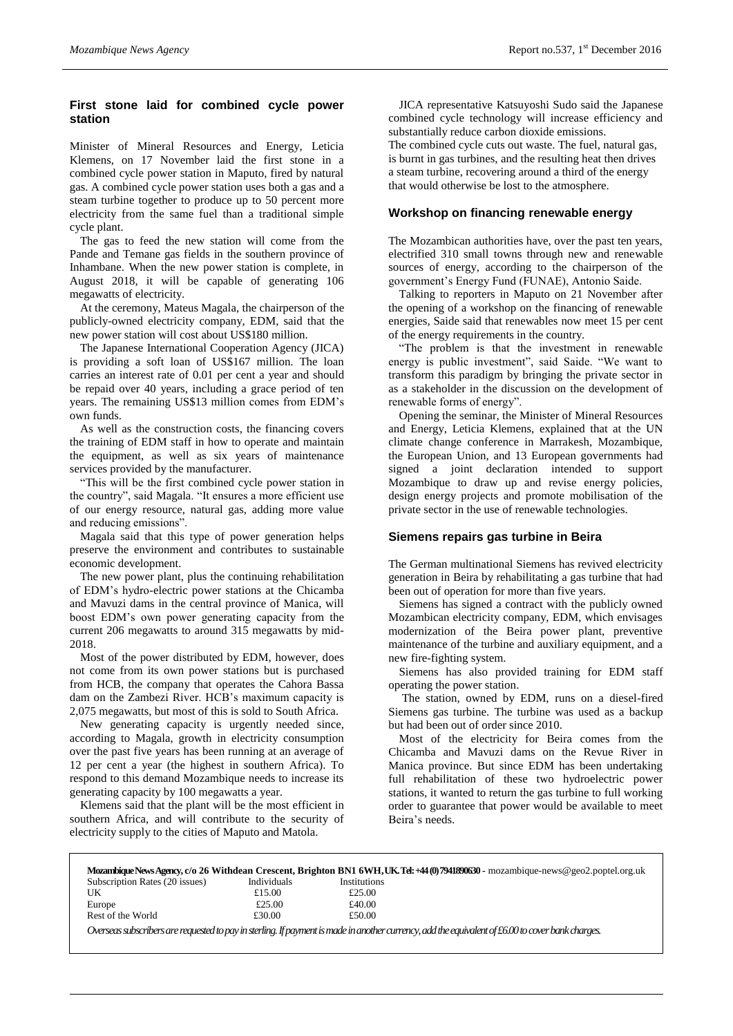## First stone laid for combined cycle power station

Minister of Mineral Resources and Energy, Leticia Klemens, on 17 November laid the first stone in a combined cycle power station in Maputo, fired by natural gas. A combined cycle power station uses both a gas and a steam turbine together to produce up to 50 percent more electricity from the same fuel than a traditional simple cycle plant.

The gas to feed the new station will come from the Pande and Temane gas fields in the southern province of Inhambane. When the new power station is complete, in August 2018, it will be capable of generating 106 megawatts of electricity.

At the ceremony, Mateus Magala, the chairperson of the publicly-owned electricity company, EDM, said that the new power station will cost about US$180 million.

The Japanese International Cooperation Agency (JICA) is providing a soft loan of US$167 million. The loan carries an interest rate of 0.01 per cent a year and should be repaid over 40 years, including a grace period of ten years. The remaining US$13 million comes from EDM's own funds.

As well as the construction costs, the financing covers the training of EDM staff in how to operate and maintain the equipment, as well as six years of maintenance services provided by the manufacturer.

"This will be the first combined cycle power station in the country", said Magala. "It ensures a more efficient use of our energy resource, natural gas, adding more value and reducing emissions".

Magala said that this type of power generation helps preserve the environment and contributes to sustainable economic development.

The new power plant, plus the continuing rehabilitation of EDM's hydro-electric power stations at the Chicamba and Mavuzi dams in the central province of Manica, will boost EDM's own power generating capacity from the current 206 megawatts to around 315 megawatts by mid-2018.

Most of the power distributed by EDM, however, does not come from its own power stations but is purchased from HCB, the company that operates the Cahora Bassa dam on the Zambezi River. HCB's maximum capacity is 2,075 megawatts, but most of this is sold to South Africa.

New generating capacity is urgently needed since, according to Magala, growth in electricity consumption over the past five years has been running at an average of 12 per cent a year (the highest in southern Africa). To respond to this demand Mozambique needs to increase its generating capacity by 100 megawatts a year.

Klemens said that the plant will be the most efficient in southern Africa, and will contribute to the security of electricity supply to the cities of Maputo and Matola.

JICA representative Katsuyoshi Sudo said the Japanese combined cycle technology will increase efficiency and substantially reduce carbon dioxide emissions.

The combined cycle cuts out waste. The fuel, natural gas, is burnt in gas turbines, and the resulting heat then drives a steam turbine, recovering around a third of the energy that would otherwise be lost to the atmosphere.

## Workshop on financing renewable energy

The Mozambican authorities have, over the past ten years, electrified 310 small towns through new and renewable sources of energy, according to the chairperson of the government's Energy Fund (FUNAE), Antonio Saide.

Talking to reporters in Maputo on 21 November after the opening of a workshop on the financing of renewable energies, Saide said that renewables now meet 15 per cent of the energy requirements in the country.

"The problem is that the investment in renewable energy is public investment", said Saide. "We want to transform this paradigm by bringing the private sector in as a stakeholder in the discussion on the development of renewable forms of energy".

Opening the seminar, the Minister of Mineral Resources and Energy, Leticia Klemens, explained that at the UN climate change conference in Marrakesh, Mozambique, the European Union, and 13 European governments had signed a joint declaration intended to support Mozambique to draw up and revise energy policies, design energy projects and promote mobilisation of the private sector in the use of renewable technologies.

## Siemens repairs gas turbine in Beira

The German multinational Siemens has revived electricity generation in Beira by rehabilitating a gas turbine that had been out of operation for more than five years.

Siemens has signed a contract with the publicly owned Mozambican electricity company, EDM, which envisages modernization of the Beira power plant, preventive maintenance of the turbine and auxiliary equipment, and a new fire-fighting system.

Siemens has also provided training for EDM staff operating the power station.

The station, owned by EDM, runs on a diesel-fired Siemens gas turbine. The turbine was used as a backup but had been out of order since 2010.

Most of the electricity for Beira comes from the Chicamba and Mavuzi dams on the Revue River in Manica province. But since EDM has been undertaking full rehabilitation of these two hydroelectric power stations, it wanted to return the gas turbine to full working order to guarantee that power would be available to meet Beira's needs.

**Mozambique News Agency, c/o 26 Withdean Crescent, Brighton BN1 6WH, UK. Tel: +44 (0) 7941890630** - mozambique-news@geo2.poptel.org.uk

| Subscription Rates (20 issues) | Individuals | Institutions |
|---|---|---|
| UK | £15.00 | £25.00 |
| Europe | £25.00 | £40.00 |
| Rest of the World | £30.00 | £50.00 |

*Overseas subscribers are requested to pay in sterling. If payment is made in another currency, add the equivalent of £6.00 to cover bank charges.*